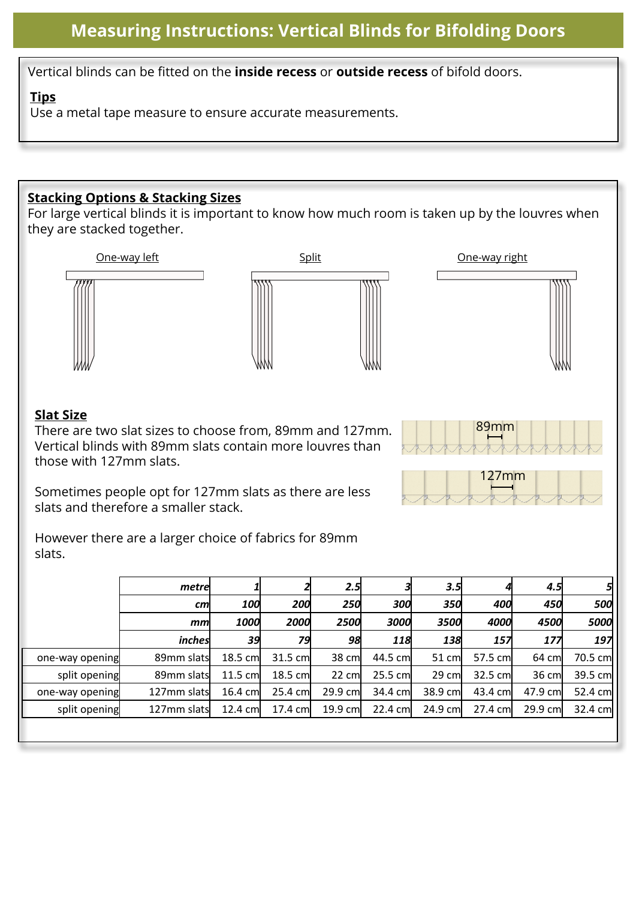# Measuring Instructions: Vertical Blinds for Bifolding Doors

Vertical blinds can be fitted on the **inside recess** or **outside recess** of bifold doors.

**Tips**

Use a metal tape measure to ensure accurate measurements.

## Stacking Options & Stacking Sizes

For large vertical blinds it is important to know how much room is taken up by the louvres when they are stacked together.

One-way left | Split | One-way right

## Slat Size

There are two slat sizes to choose from, 89mm and 127mm. Vertical blinds with 89mm slats contain more louvres than those with 127mm slats.

Sometimes people opt for 127mm slats as there are less slats and therefore a smaller stack.

However there are a larger choice of fabrics for 89mm slats.

89mm

127mm

| | *metre* | *1* | *2* | *2.5* | *3* | *3.5* | *4* | *4.5* | *5* |
|---|---|---|---|---|---|---|---|---|---|
| | *cm* | *100* | *200* | *250* | *300* | *350* | *400* | *450* | *500* |
| | *mm* | *1000* | *2000* | *2500* | *3000* | *3500* | *4000* | *4500* | *5000* |
| | *inches* | *39* | *79* | *98* | *118* | *138* | *157* | *177* | *197* |
| one-way opening | 89mm slats | 18.5 cm | 31.5 cm | 38 cm | 44.5 cm | 51 cm | 57.5 cm | 64 cm | 70.5 cm |
| split opening | 89mm slats | 11.5 cm | 18.5 cm | 22 cm | 25.5 cm | 29 cm | 32.5 cm | 36 cm | 39.5 cm |
| one-way opening | 127mm slats | 16.4 cm | 25.4 cm | 29.9 cm | 34.4 cm | 38.9 cm | 43.4 cm | 47.9 cm | 52.4 cm |
| split opening | 127mm slats | 12.4 cm | 17.4 cm | 19.9 cm | 22.4 cm | 24.9 cm | 27.4 cm | 29.9 cm | 32.4 cm |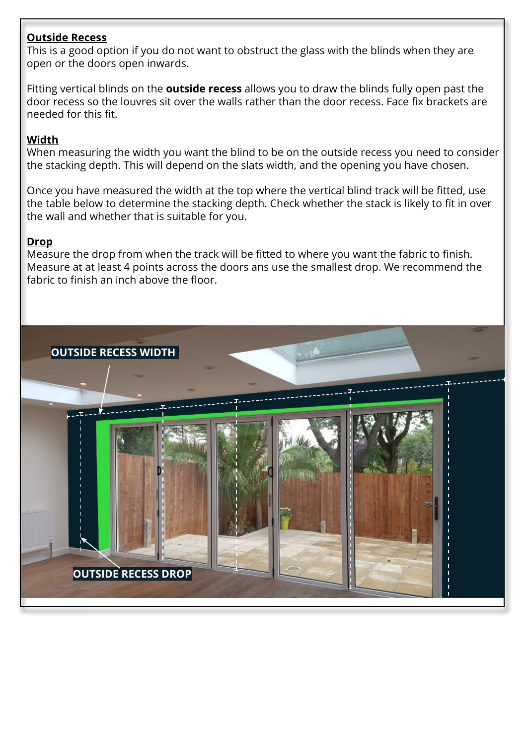**Outside Recess**

This is a good option if you do not want to obstruct the glass with the blinds when they are open or the doors open inwards.

Fitting vertical blinds on the **outside recess** allows you to draw the blinds fully open past the door recess so the louvres sit over the walls rather than the door recess. Face fix brackets are needed for this fit.

**Width**

When measuring the width you want the blind to be on the outside recess you need to consider the stacking depth. This will depend on the slats width, and the opening you have chosen.

Once you have measured the width at the top where the vertical blind track will be fitted, use the table below to determine the stacking depth. Check whether the stack is likely to fit in over the wall and whether that is suitable for you.

**Drop**

Measure the drop from when the track will be fitted to where you want the fabric to finish. Measure at at least 4 points across the doors ans use the smallest drop. We recommend the fabric to finish an inch above the floor.

OUTSIDE RECESS WIDTH

OUTSIDE RECESS DROP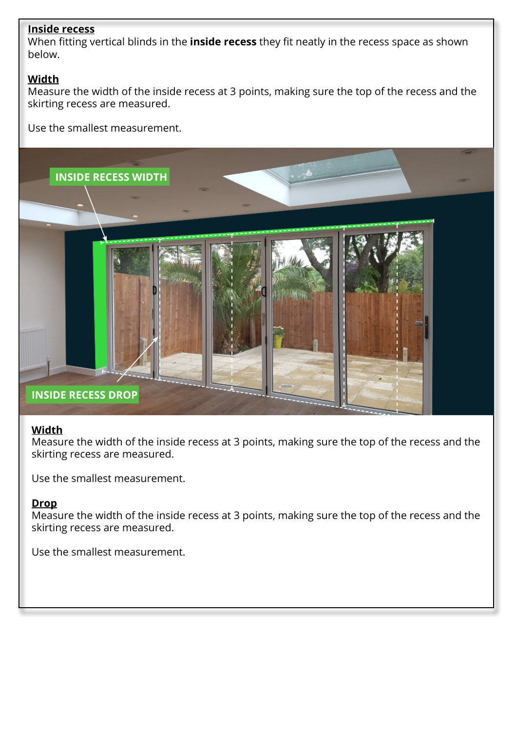**Inside recess**

When fitting vertical blinds in the **inside recess** they fit neatly in the recess space as shown below.

**Width**

Measure the width of the inside recess at 3 points, making sure the top of the recess and the skirting recess are measured.

Use the smallest measurement.

INSIDE RECESS WIDTH

INSIDE RECESS DROP

**Width**

Measure the width of the inside recess at 3 points, making sure the top of the recess and the skirting recess are measured.

Use the smallest measurement.

**Drop**

Measure the width of the inside recess at 3 points, making sure the top of the recess and the skirting recess are measured.

Use the smallest measurement.